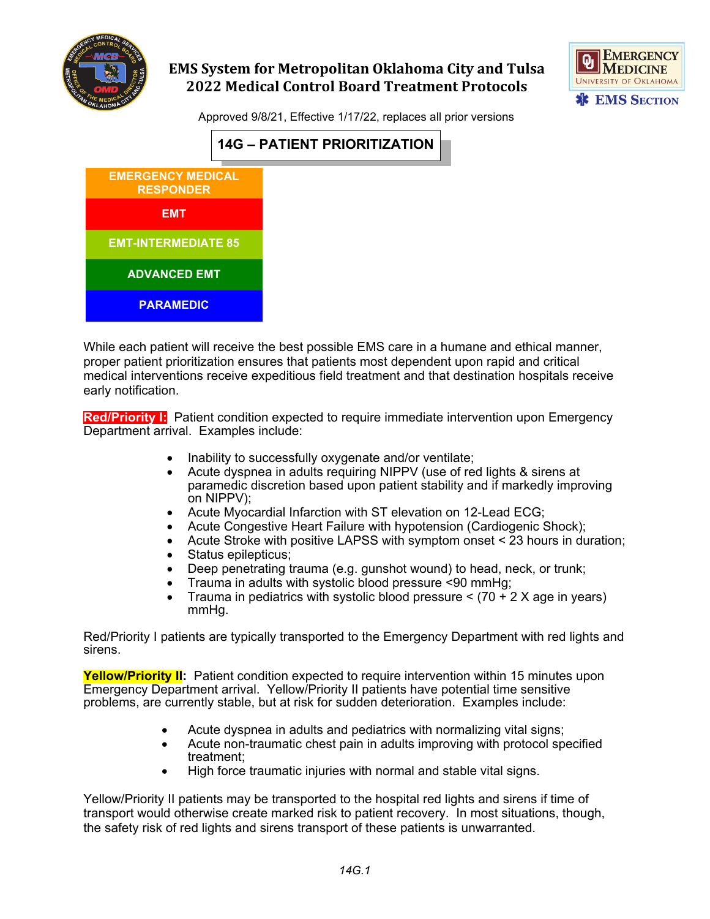# EMS System for Metropolitan Oklahoma City and Tulsa
## 2022 Medical Control Board Treatment Protocols

Approved 9/8/21, Effective 1/17/22, replaces all prior versions

## 14G – PATIENT PRIORITIZATION

- EMERGENCY MEDICAL RESPONDER
- EMT
- EMT-INTERMEDIATE 85
- ADVANCED EMT
- PARAMEDIC

While each patient will receive the best possible EMS care in a humane and ethical manner, proper patient prioritization ensures that patients most dependent upon rapid and critical medical interventions receive expeditious field treatment and that destination hospitals receive early notification.

**Red/Priority I:** Patient condition expected to require immediate intervention upon Emergency Department arrival. Examples include:

- Inability to successfully oxygenate and/or ventilate;
- Acute dyspnea in adults requiring NIPPV (use of red lights & sirens at paramedic discretion based upon patient stability and if markedly improving on NIPPV);
- Acute Myocardial Infarction with ST elevation on 12-Lead ECG;
- Acute Congestive Heart Failure with hypotension (Cardiogenic Shock);
- Acute Stroke with positive LAPSS with symptom onset < 23 hours in duration;
- Status epilepticus;
- Deep penetrating trauma (e.g. gunshot wound) to head, neck, or trunk;
- Trauma in adults with systolic blood pressure <90 mmHg;
- Trauma in pediatrics with systolic blood pressure < (70 + 2 X age in years) mmHg.

Red/Priority I patients are typically transported to the Emergency Department with red lights and sirens.

**Yellow/Priority II:** Patient condition expected to require intervention within 15 minutes upon Emergency Department arrival. Yellow/Priority II patients have potential time sensitive problems, are currently stable, but at risk for sudden deterioration. Examples include:

- Acute dyspnea in adults and pediatrics with normalizing vital signs;
- Acute non-traumatic chest pain in adults improving with protocol specified treatment;
- High force traumatic injuries with normal and stable vital signs.

Yellow/Priority II patients may be transported to the hospital red lights and sirens if time of transport would otherwise create marked risk to patient recovery. In most situations, though, the safety risk of red lights and sirens transport of these patients is unwarranted.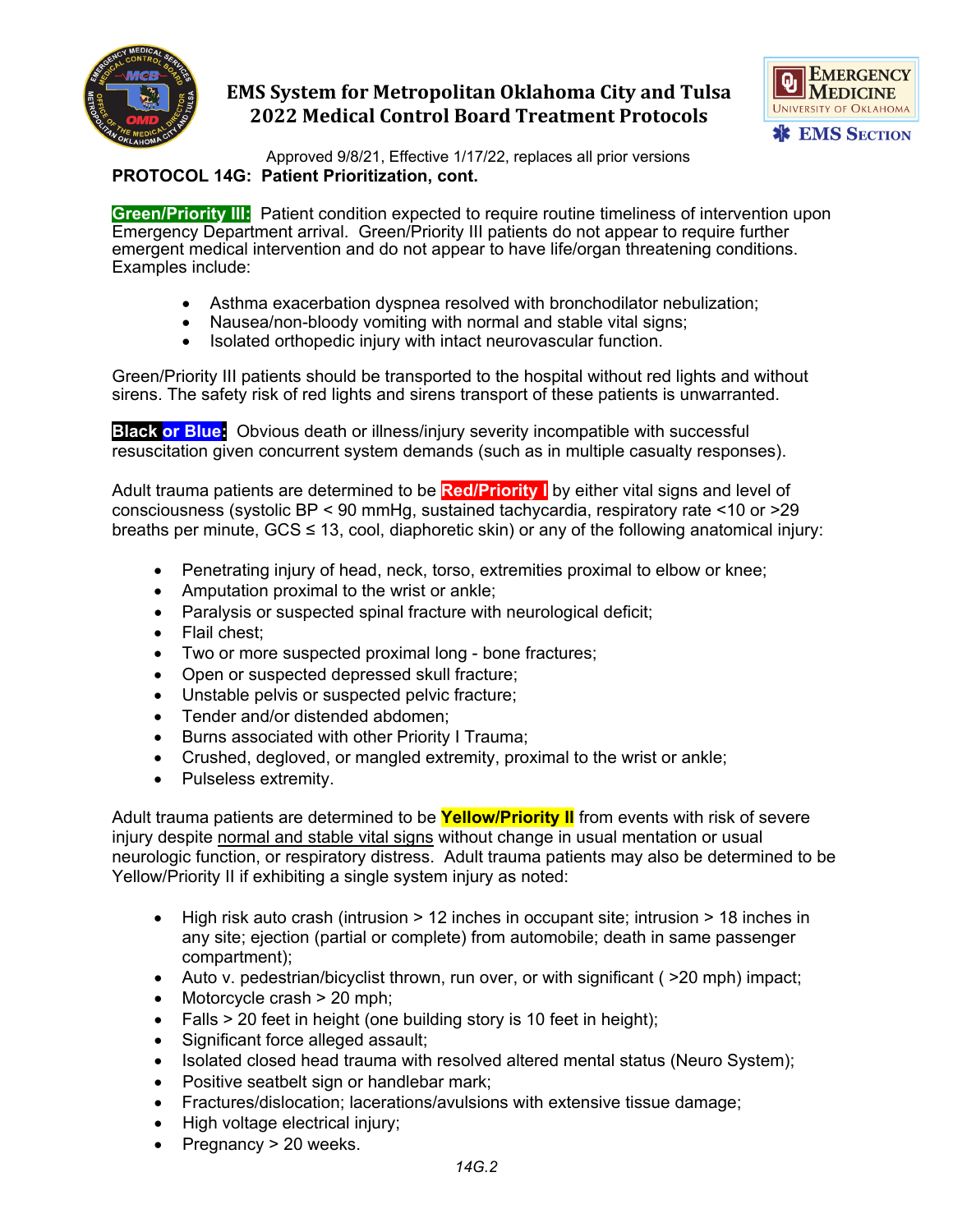## PROTOCOL 14G: Patient Prioritization, cont.

**Green/Priority III:** Patient condition expected to require routine timeliness of intervention upon Emergency Department arrival. Green/Priority III patients do not appear to require further emergent medical intervention and do not appear to have life/organ threatening conditions. Examples include:

- Asthma exacerbation dyspnea resolved with bronchodilator nebulization;
- Nausea/non-bloody vomiting with normal and stable vital signs;
- Isolated orthopedic injury with intact neurovascular function.

Green/Priority III patients should be transported to the hospital without red lights and without sirens. The safety risk of red lights and sirens transport of these patients is unwarranted.

**Black or Blue:** Obvious death or illness/injury severity incompatible with successful resuscitation given concurrent system demands (such as in multiple casualty responses).

Adult trauma patients are determined to be **Red/Priority I** by either vital signs and level of consciousness (systolic BP < 90 mmHg, sustained tachycardia, respiratory rate <10 or >29 breaths per minute, GCS ≤ 13, cool, diaphoretic skin) or any of the following anatomical injury:

- Penetrating injury of head, neck, torso, extremities proximal to elbow or knee;
- Amputation proximal to the wrist or ankle;
- Paralysis or suspected spinal fracture with neurological deficit;
- Flail chest;
- Two or more suspected proximal long - bone fractures;
- Open or suspected depressed skull fracture;
- Unstable pelvis or suspected pelvic fracture;
- Tender and/or distended abdomen;
- Burns associated with other Priority I Trauma;
- Crushed, degloved, or mangled extremity, proximal to the wrist or ankle;
- Pulseless extremity.

Adult trauma patients are determined to be **Yellow/Priority II** from events with risk of severe injury despite normal and stable vital signs without change in usual mentation or usual neurologic function, or respiratory distress. Adult trauma patients may also be determined to be Yellow/Priority II if exhibiting a single system injury as noted:

- High risk auto crash (intrusion > 12 inches in occupant site; intrusion > 18 inches in any site; ejection (partial or complete) from automobile; death in same passenger compartment);
- Auto v. pedestrian/bicyclist thrown, run over, or with significant ( >20 mph) impact;
- Motorcycle crash > 20 mph;
- Falls > 20 feet in height (one building story is 10 feet in height);
- Significant force alleged assault;
- Isolated closed head trauma with resolved altered mental status (Neuro System);
- Positive seatbelt sign or handlebar mark;
- Fractures/dislocation; lacerations/avulsions with extensive tissue damage;
- High voltage electrical injury;
- Pregnancy > 20 weeks.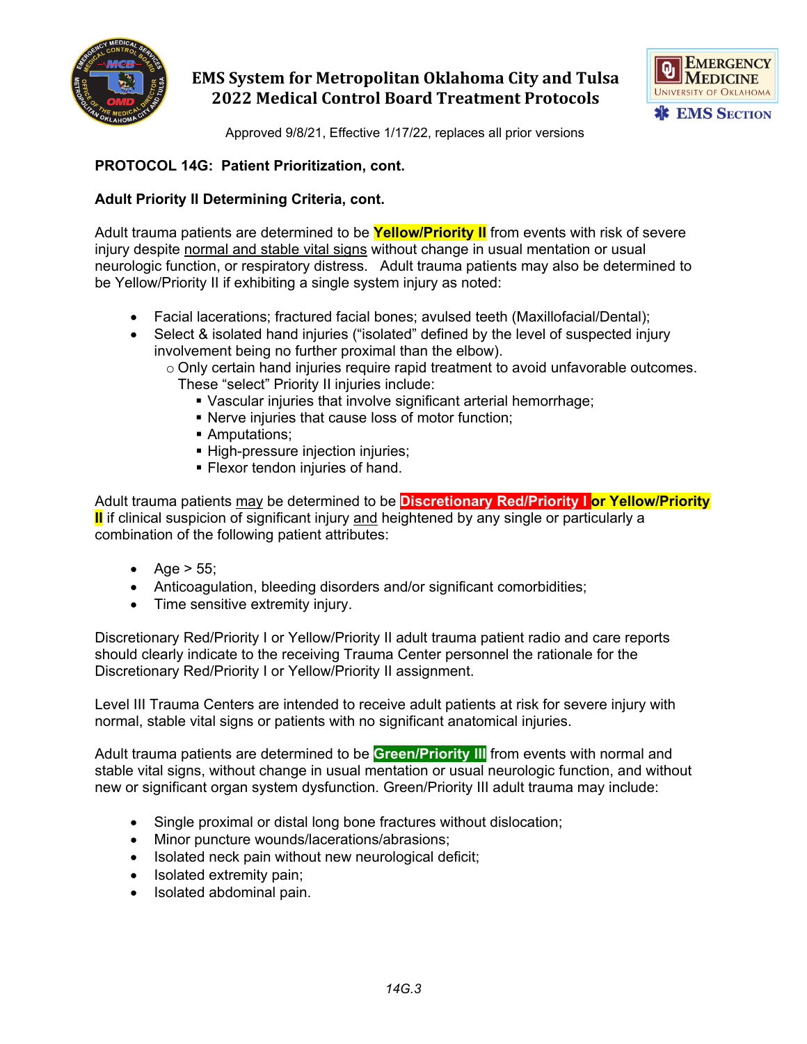## PROTOCOL 14G: Patient Prioritization, cont.

### Adult Priority II Determining Criteria, cont.

Adult trauma patients are determined to be **Yellow/Priority II** from events with risk of severe injury despite normal and stable vital signs without change in usual mentation or usual neurologic function, or respiratory distress. Adult trauma patients may also be determined to be Yellow/Priority II if exhibiting a single system injury as noted:

- Facial lacerations; fractured facial bones; avulsed teeth (Maxillofacial/Dental);
- Select & isolated hand injuries ("isolated" defined by the level of suspected injury involvement being no further proximal than the elbow).
  - Only certain hand injuries require rapid treatment to avoid unfavorable outcomes. These "select" Priority II injuries include:
    - Vascular injuries that involve significant arterial hemorrhage;
    - Nerve injuries that cause loss of motor function;
    - Amputations;
    - High-pressure injection injuries;
    - Flexor tendon injuries of hand.

Adult trauma patients may be determined to be **Discretionary Red/Priority I or Yellow/Priority II** if clinical suspicion of significant injury and heightened by any single or particularly a combination of the following patient attributes:

- Age > 55;
- Anticoagulation, bleeding disorders and/or significant comorbidities;
- Time sensitive extremity injury.

Discretionary Red/Priority I or Yellow/Priority II adult trauma patient radio and care reports should clearly indicate to the receiving Trauma Center personnel the rationale for the Discretionary Red/Priority I or Yellow/Priority II assignment.

Level III Trauma Centers are intended to receive adult patients at risk for severe injury with normal, stable vital signs or patients with no significant anatomical injuries.

Adult trauma patients are determined to be **Green/Priority III** from events with normal and stable vital signs, without change in usual mentation or usual neurologic function, and without new or significant organ system dysfunction. Green/Priority III adult trauma may include:

- Single proximal or distal long bone fractures without dislocation;
- Minor puncture wounds/lacerations/abrasions;
- Isolated neck pain without new neurological deficit;
- Isolated extremity pain;
- Isolated abdominal pain.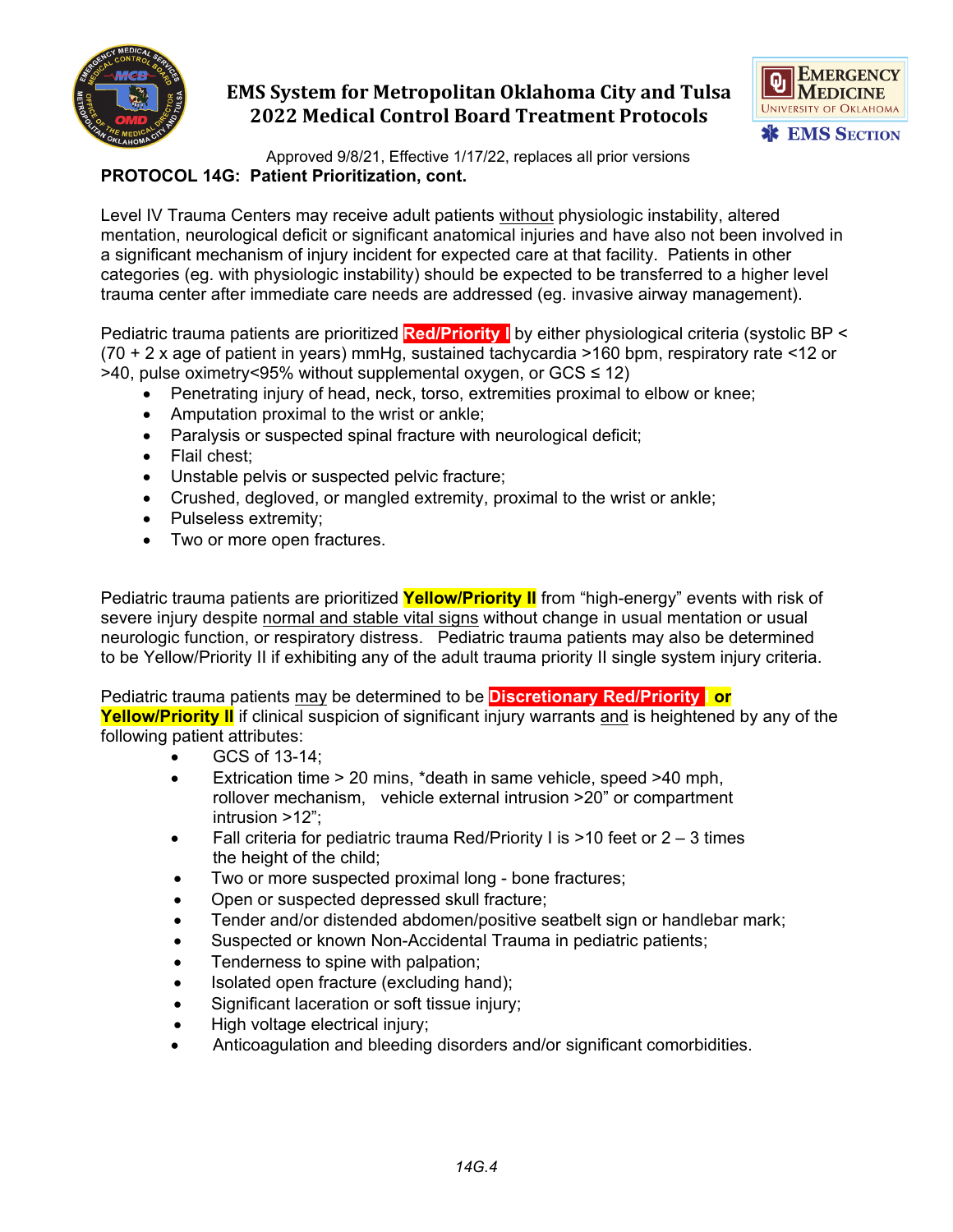**PROTOCOL 14G: Patient Prioritization, cont.**

Level IV Trauma Centers may receive adult patients without physiologic instability, altered mentation, neurological deficit or significant anatomical injuries and have also not been involved in a significant mechanism of injury incident for expected care at that facility. Patients in other categories (eg. with physiologic instability) should be expected to be transferred to a higher level trauma center after immediate care needs are addressed (eg. invasive airway management).

Pediatric trauma patients are prioritized **Red/Priority I** by either physiological criteria (systolic BP < (70 + 2 x age of patient in years) mmHg, sustained tachycardia >160 bpm, respiratory rate <12 or >40, pulse oximetry<95% without supplemental oxygen, or GCS ≤ 12)

- Penetrating injury of head, neck, torso, extremities proximal to elbow or knee;
- Amputation proximal to the wrist or ankle;
- Paralysis or suspected spinal fracture with neurological deficit;
- Flail chest;
- Unstable pelvis or suspected pelvic fracture;
- Crushed, degloved, or mangled extremity, proximal to the wrist or ankle;
- Pulseless extremity;
- Two or more open fractures.

Pediatric trauma patients are prioritized **Yellow/Priority II** from "high-energy" events with risk of severe injury despite normal and stable vital signs without change in usual mentation or usual neurologic function, or respiratory distress. Pediatric trauma patients may also be determined to be Yellow/Priority II if exhibiting any of the adult trauma priority II single system injury criteria.

Pediatric trauma patients may be determined to be **Discretionary Red/Priority I or Yellow/Priority II** if clinical suspicion of significant injury warrants and is heightened by any of the following patient attributes:

- GCS of 13-14;
- Extrication time > 20 mins, *death in same vehicle, speed >40 mph, rollover mechanism, vehicle external intrusion >20" or compartment intrusion >12";
- Fall criteria for pediatric trauma Red/Priority I is >10 feet or 2 – 3 times the height of the child;
- Two or more suspected proximal long - bone fractures;
- Open or suspected depressed skull fracture;
- Tender and/or distended abdomen/positive seatbelt sign or handlebar mark;
- Suspected or known Non-Accidental Trauma in pediatric patients;
- Tenderness to spine with palpation;
- Isolated open fracture (excluding hand);
- Significant laceration or soft tissue injury;
- High voltage electrical injury;
- Anticoagulation and bleeding disorders and/or significant comorbidities.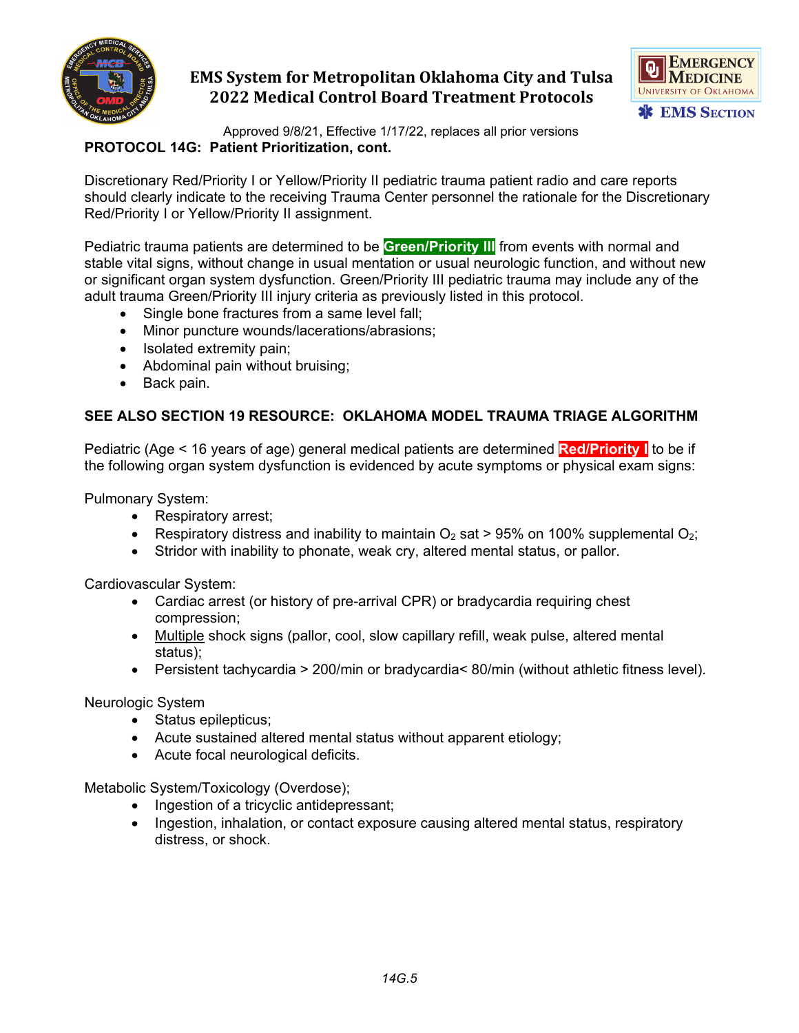**PROTOCOL 14G: Patient Prioritization, cont.**

Discretionary Red/Priority I or Yellow/Priority II pediatric trauma patient radio and care reports should clearly indicate to the receiving Trauma Center personnel the rationale for the Discretionary Red/Priority I or Yellow/Priority II assignment.

Pediatric trauma patients are determined to be **Green/Priority III** from events with normal and stable vital signs, without change in usual mentation or usual neurologic function, and without new or significant organ system dysfunction. Green/Priority III pediatric trauma may include any of the adult trauma Green/Priority III injury criteria as previously listed in this protocol.

- Single bone fractures from a same level fall;
- Minor puncture wounds/lacerations/abrasions;
- Isolated extremity pain;
- Abdominal pain without bruising;
- Back pain.

**SEE ALSO SECTION 19 RESOURCE: OKLAHOMA MODEL TRAUMA TRIAGE ALGORITHM**

Pediatric (Age < 16 years of age) general medical patients are determined **Red/Priority I** to be if the following organ system dysfunction is evidenced by acute symptoms or physical exam signs:

Pulmonary System:

- Respiratory arrest;
- Respiratory distress and inability to maintain $O_2$ sat > 95% on 100% supplemental $O_2$;
- Stridor with inability to phonate, weak cry, altered mental status, or pallor.

Cardiovascular System:

- Cardiac arrest (or history of pre-arrival CPR) or bradycardia requiring chest compression;
- Multiple shock signs (pallor, cool, slow capillary refill, weak pulse, altered mental status);
- Persistent tachycardia > 200/min or bradycardia< 80/min (without athletic fitness level).

Neurologic System

- Status epilepticus;
- Acute sustained altered mental status without apparent etiology;
- Acute focal neurological deficits.

Metabolic System/Toxicology (Overdose);

- Ingestion of a tricyclic antidepressant;
- Ingestion, inhalation, or contact exposure causing altered mental status, respiratory distress, or shock.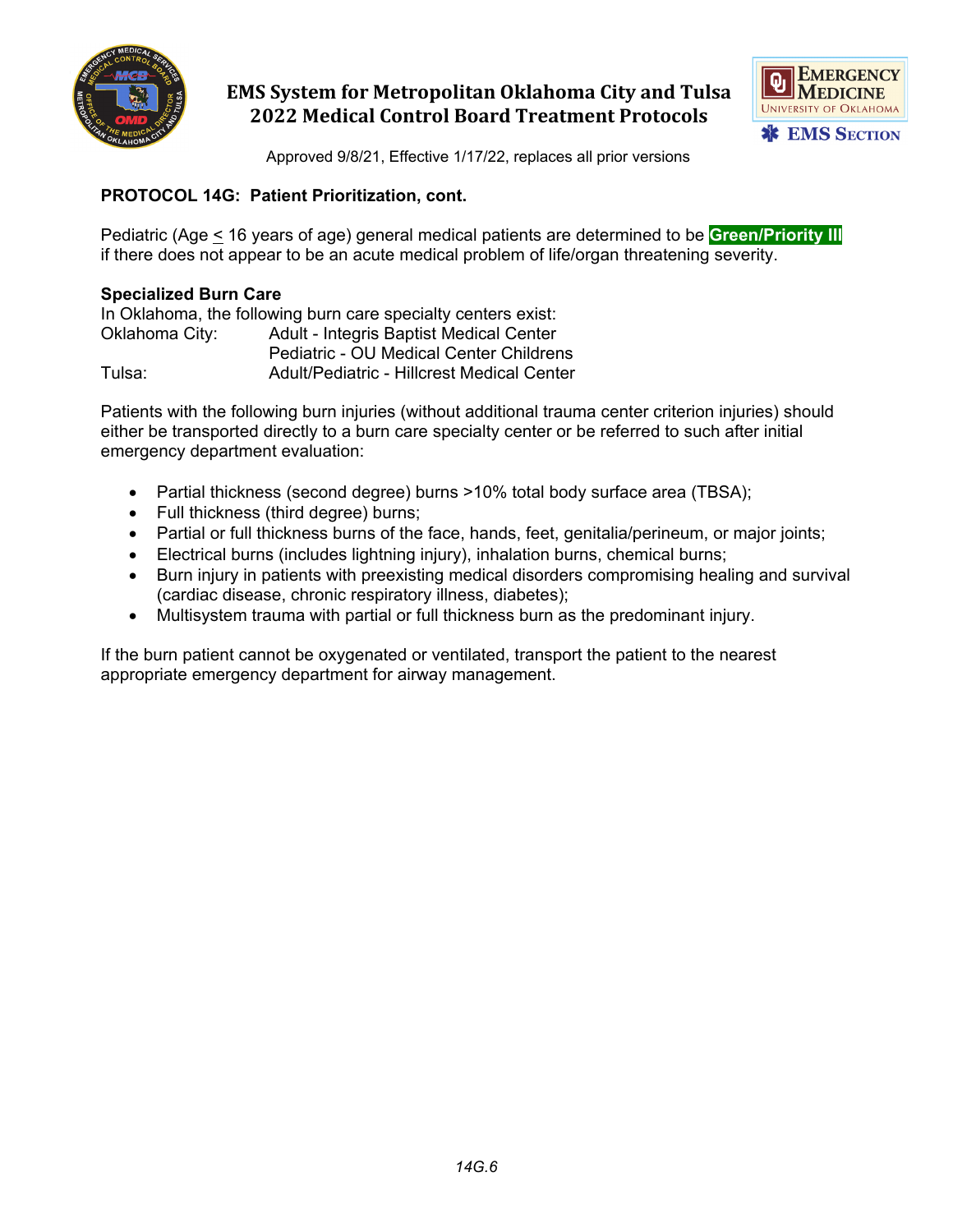## PROTOCOL 14G: Patient Prioritization, cont.

Pediatric (Age ≤ 16 years of age) general medical patients are determined to be **Green/Priority III** if there does not appear to be an acute medical problem of life/organ threatening severity.

### Specialized Burn Care

In Oklahoma, the following burn care specialty centers exist:

| | |
|---|---|
| Oklahoma City: | Adult - Integris Baptist Medical Center |
| | Pediatric - OU Medical Center Childrens |
| Tulsa: | Adult/Pediatric - Hillcrest Medical Center |

Patients with the following burn injuries (without additional trauma center criterion injuries) should either be transported directly to a burn care specialty center or be referred to such after initial emergency department evaluation:

- Partial thickness (second degree) burns >10% total body surface area (TBSA);
- Full thickness (third degree) burns;
- Partial or full thickness burns of the face, hands, feet, genitalia/perineum, or major joints;
- Electrical burns (includes lightning injury), inhalation burns, chemical burns;
- Burn injury in patients with preexisting medical disorders compromising healing and survival (cardiac disease, chronic respiratory illness, diabetes);
- Multisystem trauma with partial or full thickness burn as the predominant injury.

If the burn patient cannot be oxygenated or ventilated, transport the patient to the nearest appropriate emergency department for airway management.